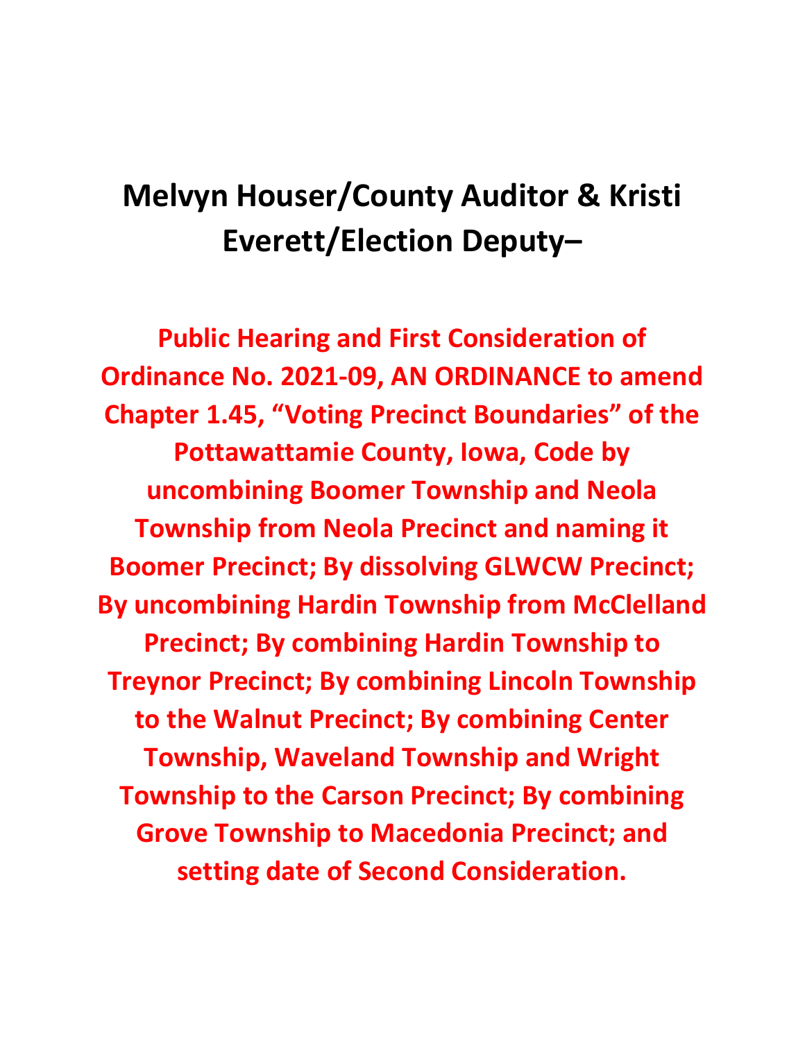# Melvyn Houser/County Auditor & Kristi Everett/Election Deputy–

**Public Hearing and First Consideration of Ordinance No. 2021-09, AN ORDINANCE to amend Chapter 1.45, "Voting Precinct Boundaries" of the Pottawattamie County, Iowa, Code by uncombining Boomer Township and Neola Township from Neola Precinct and naming it Boomer Precinct; By dissolving GLWCW Precinct; By uncombining Hardin Township from McClelland Precinct; By combining Hardin Township to Treynor Precinct; By combining Lincoln Township to the Walnut Precinct; By combining Center Township, Waveland Township and Wright Township to the Carson Precinct; By combining Grove Township to Macedonia Precinct; and setting date of Second Consideration.**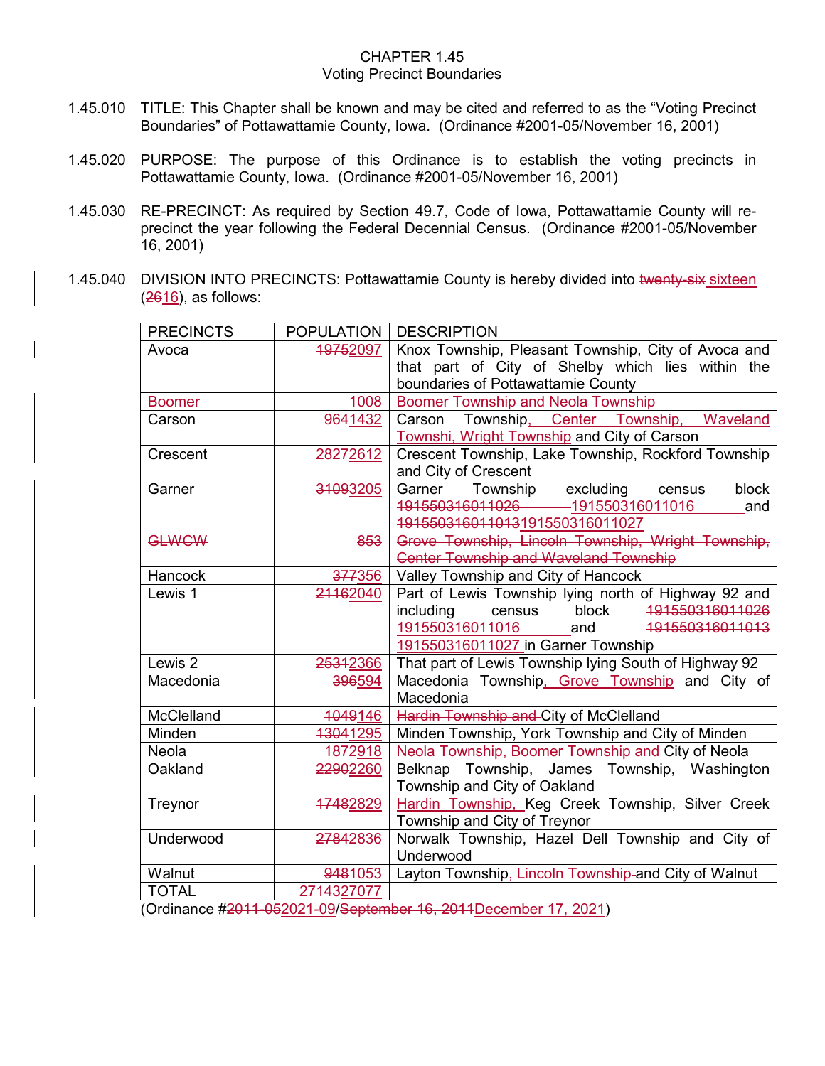# CHAPTER 1.45
## Voting Precinct Boundaries

1.45.010 TITLE: This Chapter shall be known and may be cited and referred to as the “Voting Precinct Boundaries” of Pottawattamie County, Iowa. (Ordinance #2001-05/November 16, 2001)

1.45.020 PURPOSE: The purpose of this Ordinance is to establish the voting precincts in Pottawattamie County, Iowa. (Ordinance #2001-05/November 16, 2001)

1.45.030 RE-PRECINCT: As required by Section 49.7, Code of Iowa, Pottawattamie County will re-precinct the year following the Federal Decennial Census. (Ordinance #2001-05/November 16, 2001)

1.45.040 DIVISION INTO PRECINCTS: Pottawattamie County is hereby divided into ~~twenty-six~~ sixteen (~~26~~16), as follows:

| PRECINCTS | POPULATION | DESCRIPTION |
|---|---|---|
| Avoca | ~~1975~~2097 | Knox Township, Pleasant Township, City of Avoca and that part of City of Shelby which lies within the boundaries of Pottawattamie County |
| Boomer | 1008 | Boomer Township and Neola Township |
| Carson | ~~964~~1432 | Carson Township, Center Township, Waveland Townshi, Wright Township and City of Carson |
| Crescent | ~~2827~~2612 | Crescent Township, Lake Township, Rockford Township and City of Crescent |
| Garner | ~~3109~~3205 | Garner Township excluding census block ~~191550316011026~~ 191550316011016 and ~~191550316011013~~191550316011027 |
| ~~GLWCW~~ | ~~853~~ | ~~Grove Township, Lincoln Township, Wright Township, Center Township and Waveland Township~~ |
| Hancock | ~~377~~356 | Valley Township and City of Hancock |
| Lewis 1 | ~~2116~~2040 | Part of Lewis Township lying north of Highway 92 and including census block ~~191550316011026~~ 191550316011016 and ~~191550316011013~~ 191550316011027 in Garner Township |
| Lewis 2 | ~~2531~~2366 | That part of Lewis Township lying South of Highway 92 |
| Macedonia | ~~396~~594 | Macedonia Township, Grove Township and City of Macedonia |
| McClelland | ~~104~~9146 | ~~Hardin Township and~~ City of McClelland |
| Minden | ~~1304~~1295 | Minden Township, York Township and City of Minden |
| Neola | ~~1872~~918 | ~~Neola Township, Boomer Township and~~ City of Neola |
| Oakland | ~~2290~~2260 | Belknap Township, James Township, Washington Township and City of Oakland |
| Treynor | ~~1748~~2829 | Hardin Township, Keg Creek Township, Silver Creek Township and City of Treynor |
| Underwood | ~~2784~~2836 | Norwalk Township, Hazel Dell Township and City of Underwood |
| Walnut | ~~948~~1053 | Layton Township, Lincoln Township ~~and~~ and City of Walnut |
| TOTAL | ~~27143~~27077 | |

(Ordinance #~~2011-05~~2021-09/~~September 16, 2011~~December 17, 2021)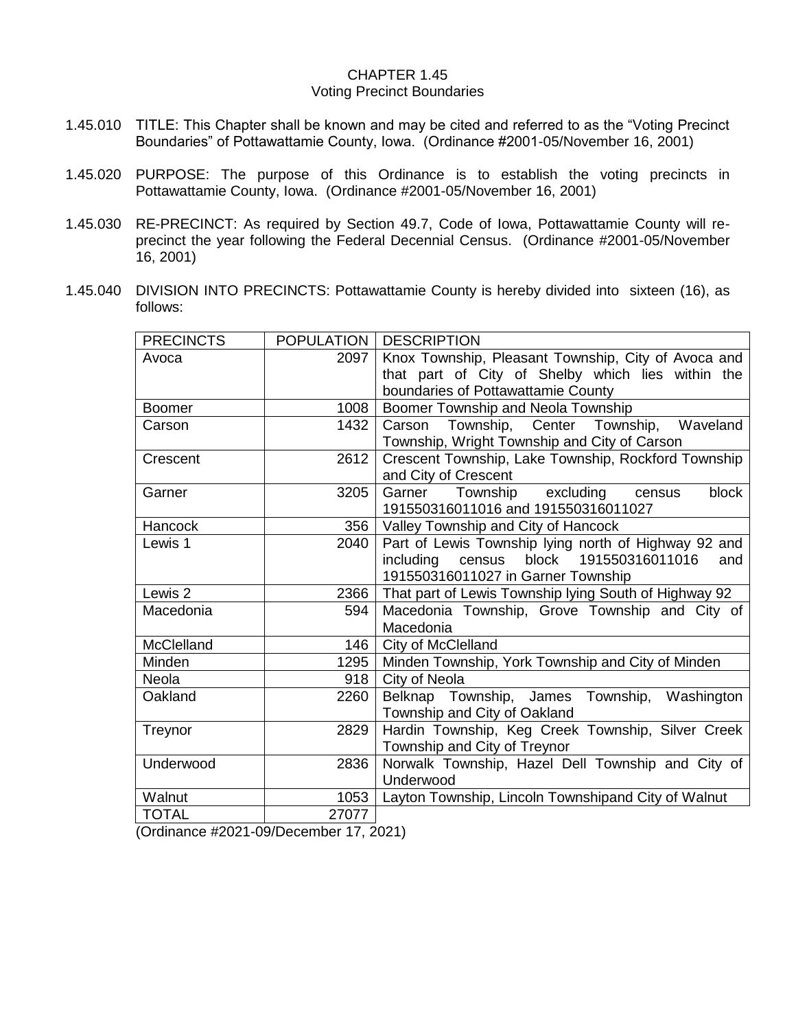# CHAPTER 1.45
## Voting Precinct Boundaries

1.45.010 TITLE: This Chapter shall be known and may be cited and referred to as the "Voting Precinct Boundaries" of Pottawattamie County, Iowa. (Ordinance #2001-05/November 16, 2001)

1.45.020 PURPOSE: The purpose of this Ordinance is to establish the voting precincts in Pottawattamie County, Iowa. (Ordinance #2001-05/November 16, 2001)

1.45.030 RE-PRECINCT: As required by Section 49.7, Code of Iowa, Pottawattamie County will re-precinct the year following the Federal Decennial Census. (Ordinance #2001-05/November 16, 2001)

1.45.040 DIVISION INTO PRECINCTS: Pottawattamie County is hereby divided into sixteen (16), as follows:

| PRECINCTS | POPULATION | DESCRIPTION |
|---|---:|---|
| Avoca | 2097 | Knox Township, Pleasant Township, City of Avoca and that part of City of Shelby which lies within the boundaries of Pottawattamie County |
| Boomer | 1008 | Boomer Township and Neola Township |
| Carson | 1432 | Carson Township, Center Township, Waveland Township, Wright Township and City of Carson |
| Crescent | 2612 | Crescent Township, Lake Township, Rockford Township and City of Crescent |
| Garner | 3205 | Garner Township excluding census block 191550316011016 and 191550316011027 |
| Hancock | 356 | Valley Township and City of Hancock |
| Lewis 1 | 2040 | Part of Lewis Township lying north of Highway 92 and including census block 191550316011016 and 191550316011027 in Garner Township |
| Lewis 2 | 2366 | That part of Lewis Township lying South of Highway 92 |
| Macedonia | 594 | Macedonia Township, Grove Township and City of Macedonia |
| McClelland | 146 | City of McClelland |
| Minden | 1295 | Minden Township, York Township and City of Minden |
| Neola | 918 | City of Neola |
| Oakland | 2260 | Belknap Township, James Township, Washington Township and City of Oakland |
| Treynor | 2829 | Hardin Township, Keg Creek Township, Silver Creek Township and City of Treynor |
| Underwood | 2836 | Norwalk Township, Hazel Dell Township and City of Underwood |
| Walnut | 1053 | Layton Township, Lincoln Townshipand City of Walnut |
| TOTAL | 27077 | |

(Ordinance #2021-09/December 17, 2021)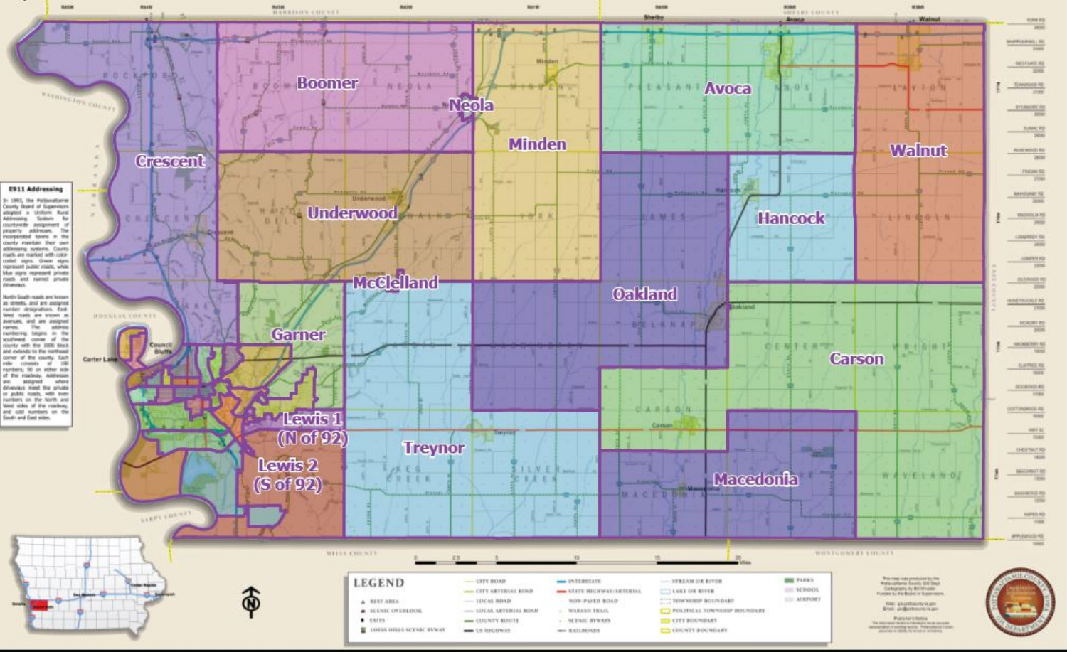## E911 Addressing

In 1991, the Pottawattamie County Board of Supervisors adopted a Uniform Rural Addressing System for countywide assignment of property addresses. The incorporated towns in the county maintain their own addressing systems. County roads are marked with color-coded signs. Green signs represent public roads, while blue signs represent private roads and named private driveways.

North-South roads are known as streets, and are assigned number designations. East-West roads are known as avenues, and are assigned names. The address numbering begins in the southwest corner of the county with the 1000 block and extends to the northeast corner of the county. Each mile consists of 100 numbers; 50 on either side of the roadway. Addresses are assigned where driveways meet the private or public roads, with even numbers on the North and West sides of the roadway, and odd numbers on the South and East sides.

Boomer

Neola

Crescent

Minden

Avoca

Walnut

Underwood

Hancock

McClelland

Oakland

Garner

Carson

Lewis 1 (N of 92)

Lewis 2 (S of 92)

Treynor

Macedonia

## LEGEND

- Rest Area
- Scenic Overlook
- Exits
- Loess Hills Scenic Byway
- City Road
- City Arterial Road
- Local Road
- Local Arterial Road
- County Route
- US Highway
- Interstate
- State Highway/Arterial
- Non-Paved Road
- Wabash Trail
- Scenic Byways
- Railroads
- Stream or River
- Lake or River
- Township Boundary
- Political Township Boundary
- City Boundary
- County Boundary
- Parks
- School
- Airport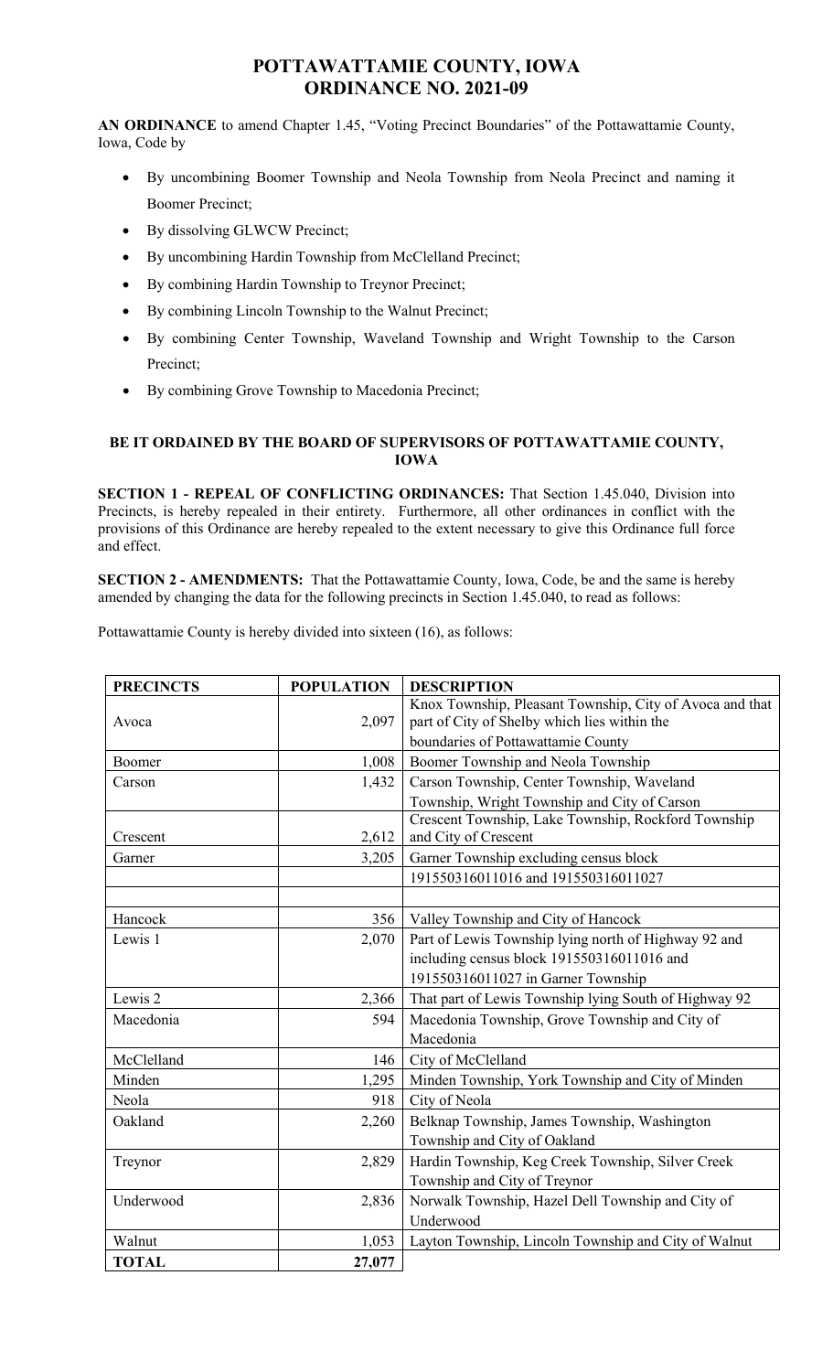# POTTAWATTAMIE COUNTY, IOWA
# ORDINANCE NO. 2021-09

**AN ORDINANCE** to amend Chapter 1.45, "Voting Precinct Boundaries" of the Pottawattamie County, Iowa, Code by

- By uncombining Boomer Township and Neola Township from Neola Precinct and naming it Boomer Precinct;
- By dissolving GLWCW Precinct;
- By uncombining Hardin Township from McClelland Precinct;
- By combining Hardin Township to Treynor Precinct;
- By combining Lincoln Township to the Walnut Precinct;
- By combining Center Township, Waveland Township and Wright Township to the Carson Precinct;
- By combining Grove Township to Macedonia Precinct;

**BE IT ORDAINED BY THE BOARD OF SUPERVISORS OF POTTAWATTAMIE COUNTY, IOWA**

**SECTION 1 - REPEAL OF CONFLICTING ORDINANCES:** That Section 1.45.040, Division into Precincts, is hereby repealed in their entirety. Furthermore, all other ordinances in conflict with the provisions of this Ordinance are hereby repealed to the extent necessary to give this Ordinance full force and effect.

**SECTION 2 - AMENDMENTS:** That the Pottawattamie County, Iowa, Code, be and the same is hereby amended by changing the data for the following precincts in Section 1.45.040, to read as follows:

Pottawattamie County is hereby divided into sixteen (16), as follows:

| PRECINCTS | POPULATION | DESCRIPTION |
|---|---|---|
| Avoca | 2,097 | Knox Township, Pleasant Township, City of Avoca and that part of City of Shelby which lies within the boundaries of Pottawattamie County |
| Boomer | 1,008 | Boomer Township and Neola Township |
| Carson | 1,432 | Carson Township, Center Township, Waveland Township, Wright Township and City of Carson |
| Crescent | 2,612 | Crescent Township, Lake Township, Rockford Township and City of Crescent |
| Garner | 3,205 | Garner Township excluding census block 191550316011016 and 191550316011027 |
| | | |
| Hancock | 356 | Valley Township and City of Hancock |
| Lewis 1 | 2,070 | Part of Lewis Township lying north of Highway 92 and including census block 191550316011016 and 191550316011027 in Garner Township |
| Lewis 2 | 2,366 | That part of Lewis Township lying South of Highway 92 |
| Macedonia | 594 | Macedonia Township, Grove Township and City of Macedonia |
| McClelland | 146 | City of McClelland |
| Minden | 1,295 | Minden Township, York Township and City of Minden |
| Neola | 918 | City of Neola |
| Oakland | 2,260 | Belknap Township, James Township, Washington Township and City of Oakland |
| Treynor | 2,829 | Hardin Township, Keg Creek Township, Silver Creek Township and City of Treynor |
| Underwood | 2,836 | Norwalk Township, Hazel Dell Township and City of Underwood |
| Walnut | 1,053 | Layton Township, Lincoln Township and City of Walnut |
| **TOTAL** | **27,077** | |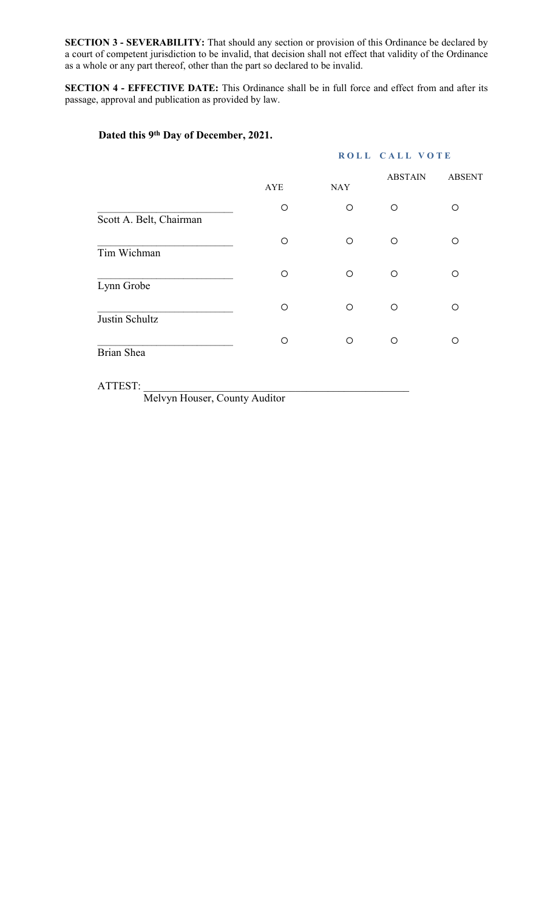**SECTION 3 - SEVERABILITY:** That should any section or provision of this Ordinance be declared by a court of competent jurisdiction to be invalid, that decision shall not effect that validity of the Ordinance as a whole or any part thereof, other than the part so declared to be invalid.

**SECTION 4 - EFFECTIVE DATE:** This Ordinance shall be in full force and effect from and after its passage, approval and publication as provided by law.

**Dated this 9th Day of December, 2021.**

**ROLL CALL VOTE**

| | AYE | NAY | ABSTAIN | ABSENT |
|---|---|---|---|---|
| \_\_\_\_\_\_\_\_\_\_\_\_\_\_\_\_\_\_\_\_\_\_\_\_\_ Scott A. Belt, Chairman | ○ | ○ | ○ | ○ |
| \_\_\_\_\_\_\_\_\_\_\_\_\_\_\_\_\_\_\_\_\_\_\_\_\_ Tim Wichman | ○ | ○ | ○ | ○ |
| \_\_\_\_\_\_\_\_\_\_\_\_\_\_\_\_\_\_\_\_\_\_\_\_\_ Lynn Grobe | ○ | ○ | ○ | ○ |
| \_\_\_\_\_\_\_\_\_\_\_\_\_\_\_\_\_\_\_\_\_\_\_\_\_ Justin Schultz | ○ | ○ | ○ | ○ |
| \_\_\_\_\_\_\_\_\_\_\_\_\_\_\_\_\_\_\_\_\_\_\_\_\_ Brian Shea | ○ | ○ | ○ | ○ |

ATTEST: \_\_\_\_\_\_\_\_\_\_\_\_\_\_\_\_\_\_\_\_\_\_\_\_\_\_\_\_\_\_\_\_\_\_\_\_\_\_\_\_\_\_\_\_\_\_\_\_\_\_

Melvyn Houser, County Auditor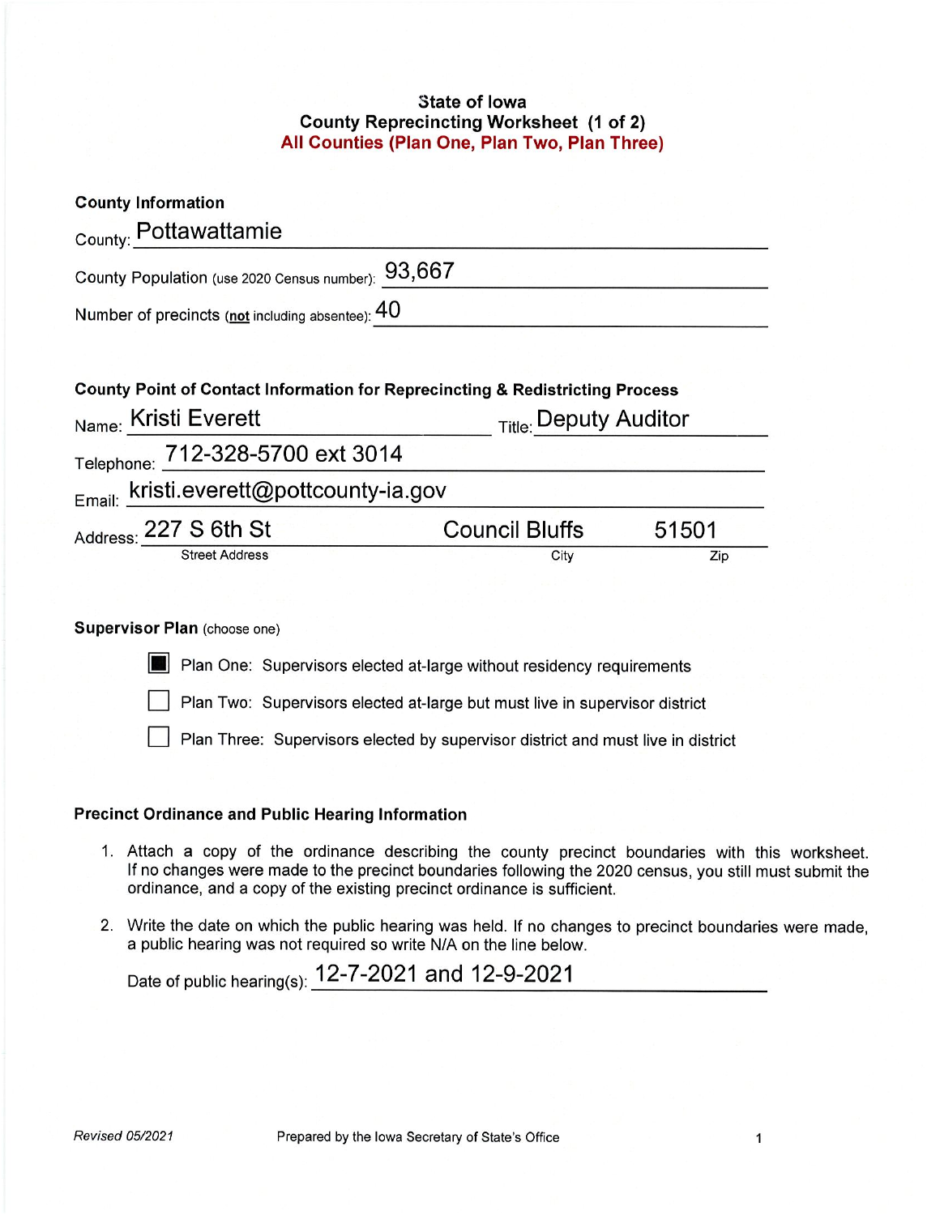# State of Iowa
## County Reprecincting Worksheet (1 of 2)
### All Counties (Plan One, Plan Two, Plan Three)

**County Information**

County: Pottawattamie

County Population (use 2020 Census number): 93,667

Number of precincts (**not** including absentee): 40

**County Point of Contact Information for Reprecincting & Redistricting Process**

Name: Kristi Everett Title: Deputy Auditor

Telephone: 712-328-5700 ext 3014

Email: kristi.everett@pottcounty-ia.gov

Address: 227 S 6th St (Street Address) Council Bluffs (City) 51501 (Zip)

**Supervisor Plan** (choose one)

- [x] Plan One: Supervisors elected at-large without residency requirements
- [ ] Plan Two: Supervisors elected at-large but must live in supervisor district
- [ ] Plan Three: Supervisors elected by supervisor district and must live in district

**Precinct Ordinance and Public Hearing Information**

1. Attach a copy of the ordinance describing the county precinct boundaries with this worksheet. If no changes were made to the precinct boundaries following the 2020 census, you still must submit the ordinance, and a copy of the existing precinct ordinance is sufficient.

2. Write the date on which the public hearing was held. If no changes to precinct boundaries were made, a public hearing was not required so write N/A on the line below.

   Date of public hearing(s): 12-7-2021 and 12-9-2021

*Revised 05/2021* Prepared by the Iowa Secretary of State's Office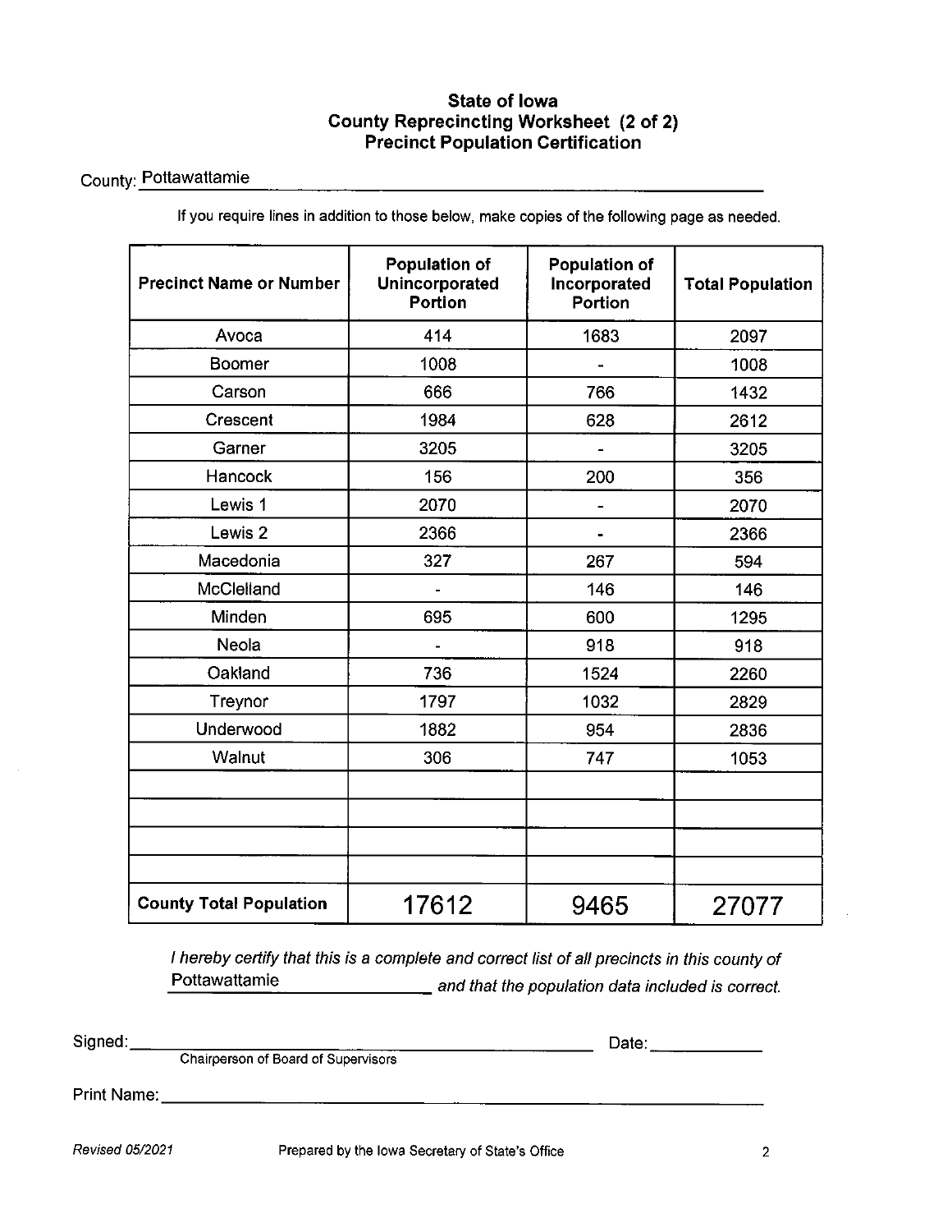# State of Iowa
## County Reprecincting Worksheet (2 of 2)
## Precinct Population Certification

County: Pottawattamie

If you require lines in addition to those below, make copies of the following page as needed.

| Precinct Name or Number | Population of Unincorporated Portion | Population of Incorporated Portion | Total Population |
|---|---|---|---|
| Avoca | 414 | 1683 | 2097 |
| Boomer | 1008 | - | 1008 |
| Carson | 666 | 766 | 1432 |
| Crescent | 1984 | 628 | 2612 |
| Garner | 3205 | - | 3205 |
| Hancock | 156 | 200 | 356 |
| Lewis 1 | 2070 | - | 2070 |
| Lewis 2 | 2366 | - | 2366 |
| Macedonia | 327 | 267 | 594 |
| McClelland | - | 146 | 146 |
| Minden | 695 | 600 | 1295 |
| Neola | - | 918 | 918 |
| Oakland | 736 | 1524 | 2260 |
| Treynor | 1797 | 1032 | 2829 |
| Underwood | 1882 | 954 | 2836 |
| Walnut | 306 | 747 | 1053 |
| | | | |
| | | | |
| | | | |
| | | | |
| **County Total Population** | 17612 | 9465 | 27077 |

*I hereby certify that this is a complete and correct list of all precincts in this county of* Pottawattamie *and that the population data included is correct.*

Signed: ______________________________ Date: ____________
Chairperson of Board of Supervisors

Print Name: ______________________________

*Revised 05/2021* Prepared by the Iowa Secretary of State's Office